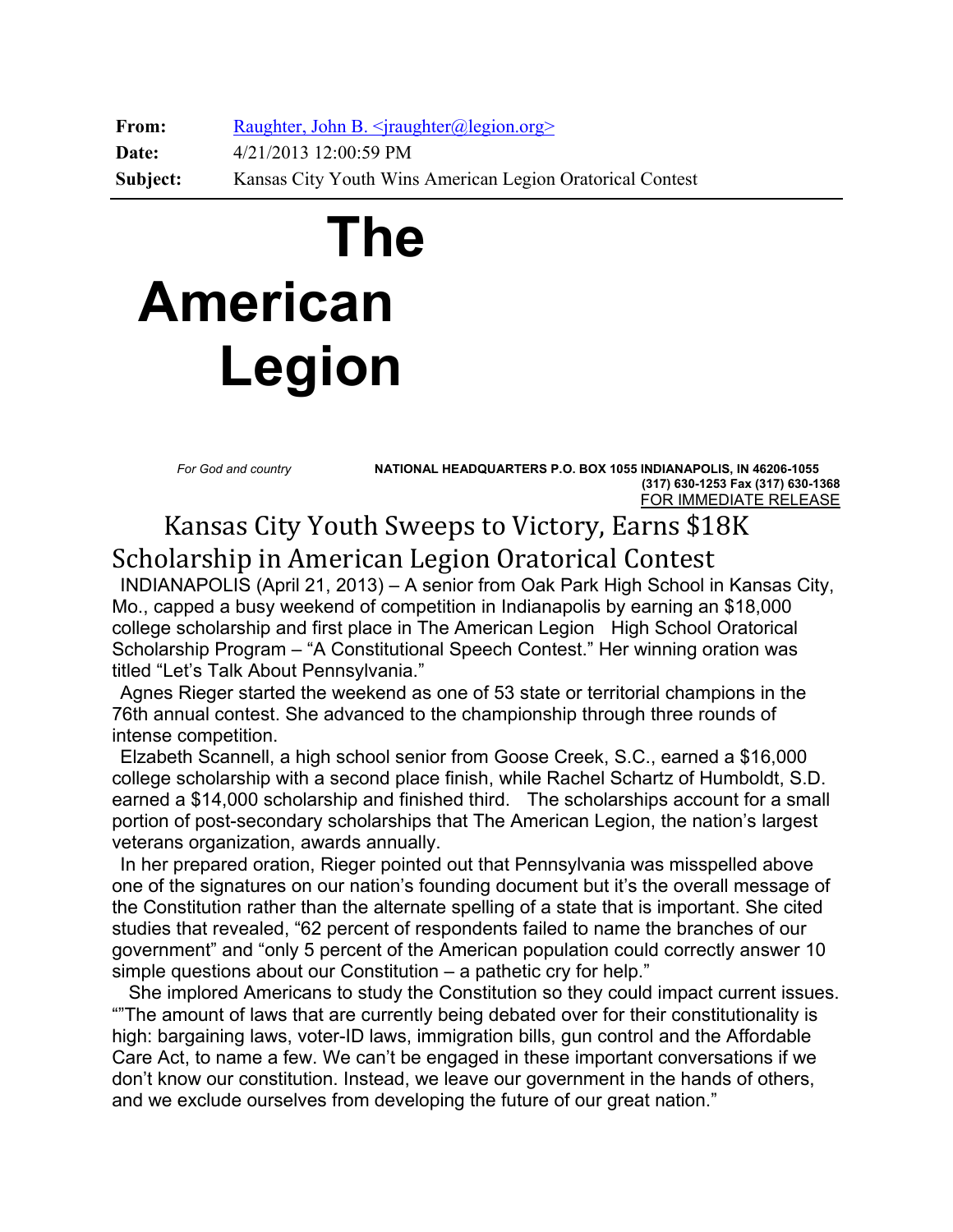**From:** Raughter, John B. <jraughter@legion.org>
**Date:** 4/21/2013 12:00:59 PM
**Subject:** Kansas City Youth Wins American Legion Oratorical Contest

---

# The American Legion

*For God and country*

**NATIONAL HEADQUARTERS P.O. BOX 1055 INDIANAPOLIS, IN 46206-1055**
**(317) 630-1253 Fax (317) 630-1368**
FOR IMMEDIATE RELEASE

## Kansas City Youth Sweeps to Victory, Earns $18K Scholarship in American Legion Oratorical Contest

INDIANAPOLIS (April 21, 2013) – A senior from Oak Park High School in Kansas City, Mo., capped a busy weekend of competition in Indianapolis by earning an $18,000 college scholarship and first place in The American Legion High School Oratorical Scholarship Program – "A Constitutional Speech Contest." Her winning oration was titled "Let's Talk About Pennsylvania."

Agnes Rieger started the weekend as one of 53 state or territorial champions in the 76th annual contest. She advanced to the championship through three rounds of intense competition.

Elzabeth Scannell, a high school senior from Goose Creek, S.C., earned a $16,000 college scholarship with a second place finish, while Rachel Schartz of Humboldt, S.D. earned a $14,000 scholarship and finished third. The scholarships account for a small portion of post-secondary scholarships that The American Legion, the nation's largest veterans organization, awards annually.

In her prepared oration, Rieger pointed out that Pennsylvania was misspelled above one of the signatures on our nation's founding document but it's the overall message of the Constitution rather than the alternate spelling of a state that is important. She cited studies that revealed, "62 percent of respondents failed to name the branches of our government" and "only 5 percent of the American population could correctly answer 10 simple questions about our Constitution – a pathetic cry for help."

She implored Americans to study the Constitution so they could impact current issues. ""The amount of laws that are currently being debated over for their constitutionality is high: bargaining laws, voter-ID laws, immigration bills, gun control and the Affordable Care Act, to name a few. We can't be engaged in these important conversations if we don't know our constitution. Instead, we leave our government in the hands of others, and we exclude ourselves from developing the future of our great nation."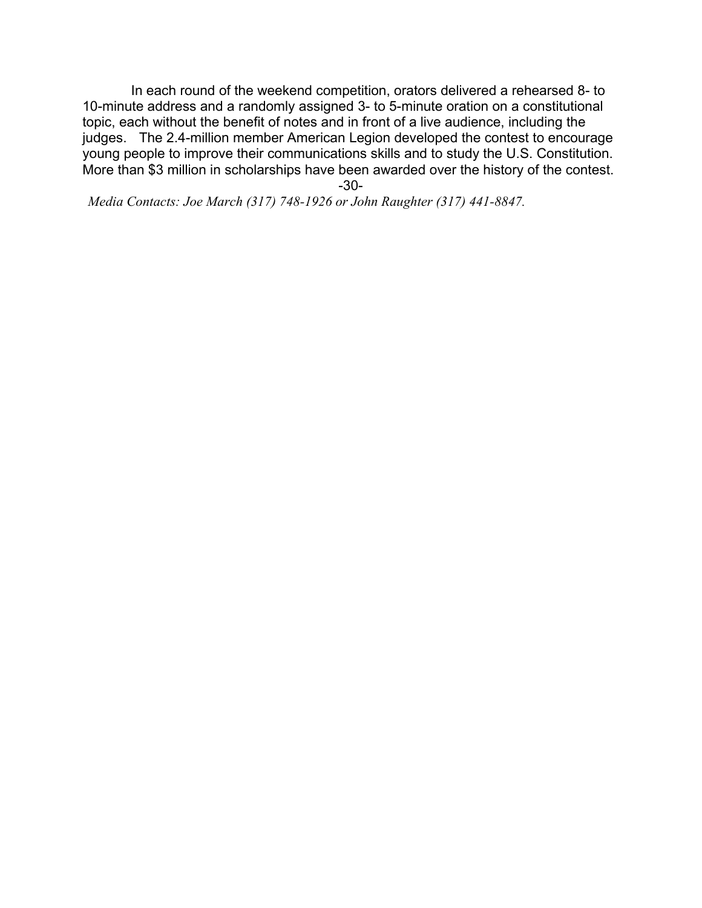In each round of the weekend competition, orators delivered a rehearsed 8- to 10-minute address and a randomly assigned 3- to 5-minute oration on a constitutional topic, each without the benefit of notes and in front of a live audience, including the judges. The 2.4-million member American Legion developed the contest to encourage young people to improve their communications skills and to study the U.S. Constitution. More than $3 million in scholarships have been awarded over the history of the contest.

-30-

*Media Contacts: Joe March (317) 748-1926 or John Raughter (317) 441-8847.*